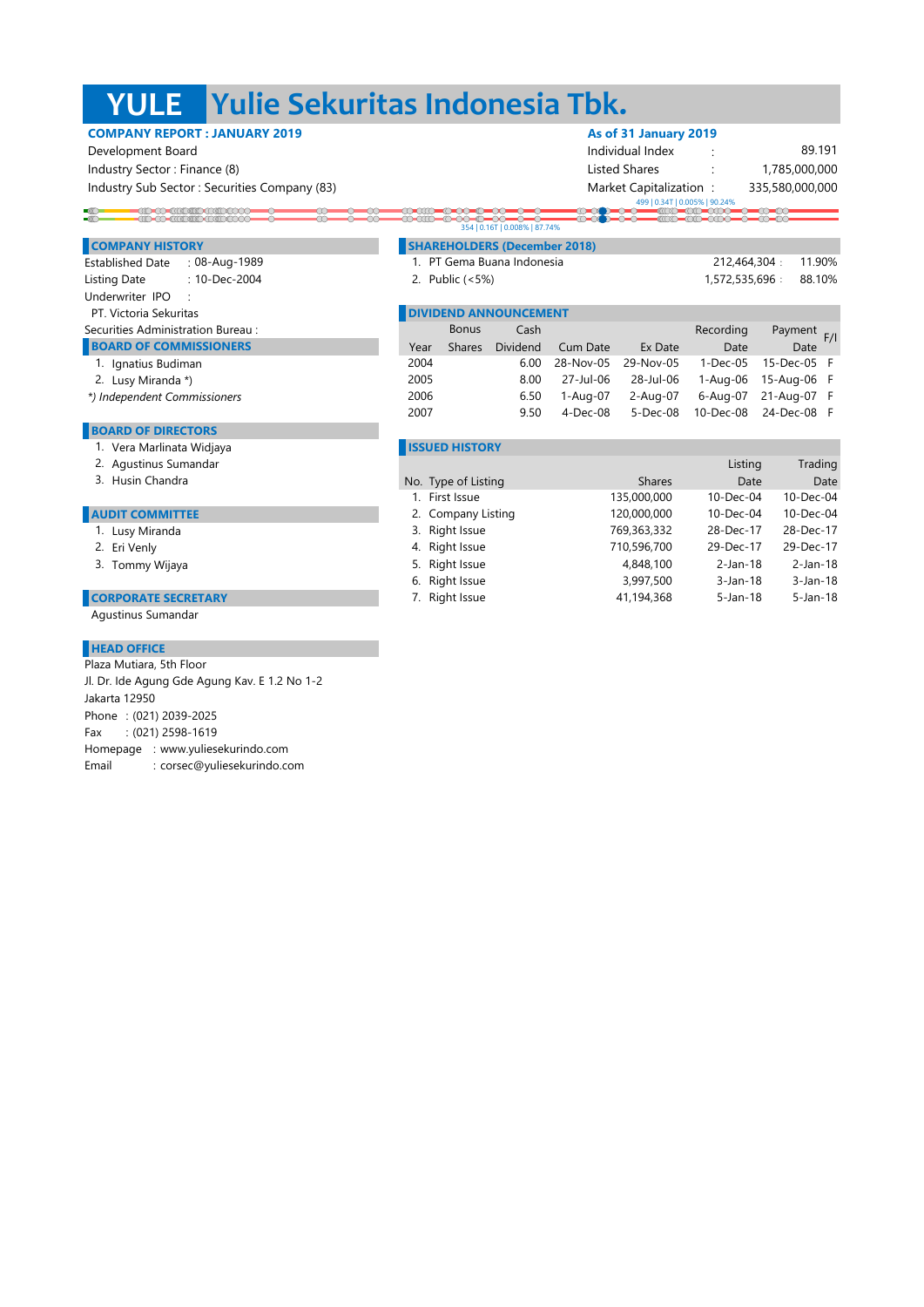# YULE Yulie Sekuritas Indonesia Tbk.

**COMPANY REPORT : JANUARY 2019**

Development Board
Industry Sector : Finance (8)
Industry Sub Sector : Securities Company (83)

**As of 31 January 2019**

| | | |
|---|---|---|
| Individual Index | : | 89.191 |
| Listed Shares | : | 1,785,000,000 |
| Market Capitalization | : | 335,580,000,000 |

499 | 0.34T | 0.005% | 90.24%

354 | 0.16T | 0.008% | 87.74%

## COMPANY HISTORY

Established Date : 08-Aug-1989
Listing Date : 10-Dec-2004
Underwriter IPO :
PT. Victoria Sekuritas
Securities Administration Bureau :

## BOARD OF COMMISSIONERS

1. Ignatius Budiman
2. Lusy Miranda *)

*) Independent Commissioners*

## BOARD OF DIRECTORS

1. Vera Marlinata Widjaya
2. Agustinus Sumandar
3. Husin Chandra

## AUDIT COMMITTEE

1. Lusy Miranda
2. Eri Venly
3. Tommy Wijaya

## CORPORATE SECRETARY

Agustinus Sumandar

## HEAD OFFICE

Plaza Mutiara, 5th Floor
Jl. Dr. Ide Agung Gde Agung Kav. E 1.2 No 1-2
Jakarta 12950
Phone : (021) 2039-2025
Fax : (021) 2598-1619
Homepage : www.yuliesekurindo.com
Email : corsec@yuliesekurindo.com

## SHAREHOLDERS (December 2018)

| | | | |
|---|---|---|---|
| 1. | PT Gema Buana Indonesia | 212,464,304 : | 11.90% |
| 2. | Public (<5%) | 1,572,535,696 : | 88.10% |

## DIVIDEND ANNOUNCEMENT

| Year | Bonus Shares | Cash Dividend | Cum Date | Ex Date | Recording Date | Payment Date | F/I |
|---|---|---|---|---|---|---|---|
| 2004 | | 6.00 | 28-Nov-05 | 29-Nov-05 | 1-Dec-05 | 15-Dec-05 | F |
| 2005 | | 8.00 | 27-Jul-06 | 28-Jul-06 | 1-Aug-06 | 15-Aug-06 | F |
| 2006 | | 6.50 | 1-Aug-07 | 2-Aug-07 | 6-Aug-07 | 21-Aug-07 | F |
| 2007 | | 9.50 | 4-Dec-08 | 5-Dec-08 | 10-Dec-08 | 24-Dec-08 | F |

## ISSUED HISTORY

| No. | Type of Listing | Shares | Listing Date | Trading Date |
|---|---|---|---|---|
| 1. | First Issue | 135,000,000 | 10-Dec-04 | 10-Dec-04 |
| 2. | Company Listing | 120,000,000 | 10-Dec-04 | 10-Dec-04 |
| 3. | Right Issue | 769,363,332 | 28-Dec-17 | 28-Dec-17 |
| 4. | Right Issue | 710,596,700 | 29-Dec-17 | 29-Dec-17 |
| 5. | Right Issue | 4,848,100 | 2-Jan-18 | 2-Jan-18 |
| 6. | Right Issue | 3,997,500 | 3-Jan-18 | 3-Jan-18 |
| 7. | Right Issue | 41,194,368 | 5-Jan-18 | 5-Jan-18 |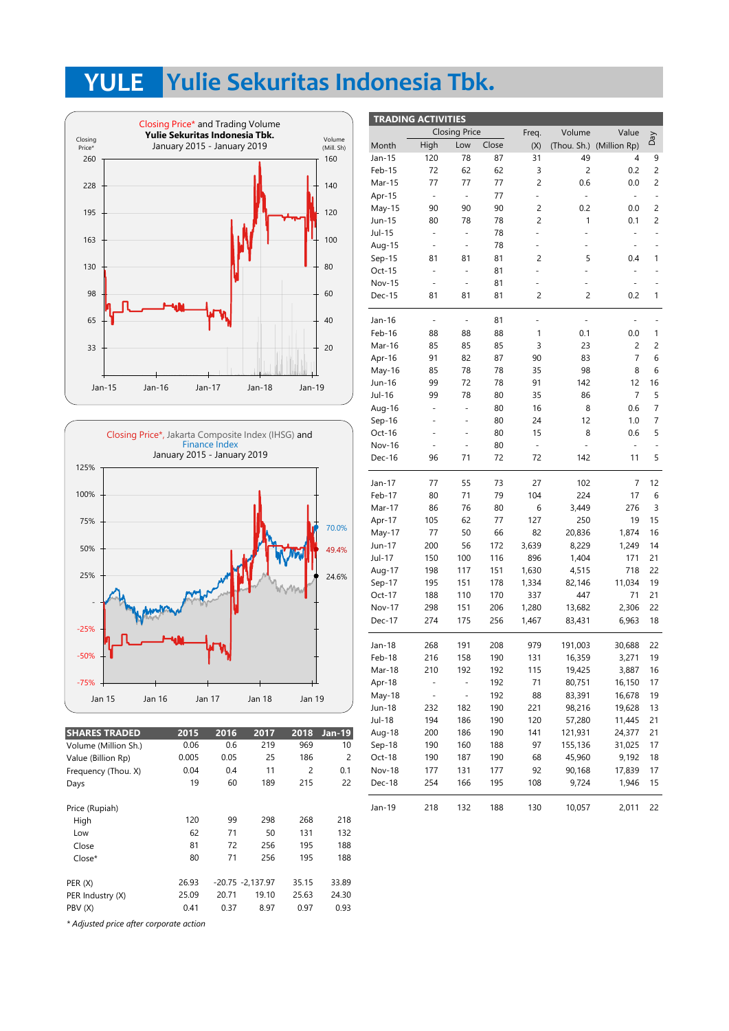# YULE Yulie Sekuritas Indonesia Tbk.

Closing Price* and Trading Volume
Yulie Sekuritas Indonesia Tbk.
January 2015 - January 2019

Closing Price*, Jakarta Composite Index (IHSG) and Finance Index
January 2015 - January 2019

## TRADING ACTIVITIES

| Month | Closing Price High | Closing Price Low | Closing Price Close | Freq. (X) | Volume (Thou. Sh.) | Value (Million Rp) | Day |
|---|---|---|---|---|---|---|---|
| Jan-15 | 120 | 78 | 87 | 31 | 49 | 4 | 9 |
| Feb-15 | 72 | 62 | 62 | 3 | 2 | 0.2 | 2 |
| Mar-15 | 77 | 77 | 77 | 2 | 0.6 | 0.0 | 2 |
| Apr-15 | - | - | 77 | - | - | - | - |
| May-15 | 90 | 90 | 90 | 2 | 0.2 | 0.0 | 2 |
| Jun-15 | 80 | 78 | 78 | 2 | 1 | 0.1 | 2 |
| Jul-15 | - | - | 78 | - | - | - | - |
| Aug-15 | - | - | 78 | - | - | - | - |
| Sep-15 | 81 | 81 | 81 | 2 | 5 | 0.4 | 1 |
| Oct-15 | - | - | 81 | - | - | - | - |
| Nov-15 | - | - | 81 | - | - | - | - |
| Dec-15 | 81 | 81 | 81 | 2 | 2 | 0.2 | 1 |
| Jan-16 | - | - | 81 | - | - | - | - |
| Feb-16 | 88 | 88 | 88 | 1 | 0.1 | 0.0 | 1 |
| Mar-16 | 85 | 85 | 85 | 3 | 23 | 2 | 2 |
| Apr-16 | 91 | 82 | 87 | 90 | 83 | 7 | 6 |
| May-16 | 85 | 78 | 78 | 35 | 98 | 8 | 6 |
| Jun-16 | 99 | 72 | 78 | 91 | 142 | 12 | 16 |
| Jul-16 | 99 | 78 | 80 | 35 | 86 | 7 | 5 |
| Aug-16 | - | - | 80 | 16 | 8 | 0.6 | 7 |
| Sep-16 | - | - | 80 | 24 | 12 | 1.0 | 7 |
| Oct-16 | - | - | 80 | 15 | 8 | 0.6 | 5 |
| Nov-16 | - | - | 80 | - | - | - | - |
| Dec-16 | 96 | 71 | 72 | 72 | 142 | 11 | 5 |
| Jan-17 | 77 | 55 | 73 | 27 | 102 | 7 | 12 |
| Feb-17 | 80 | 71 | 79 | 104 | 224 | 17 | 6 |
| Mar-17 | 86 | 76 | 80 | 6 | 3,449 | 276 | 3 |
| Apr-17 | 105 | 62 | 77 | 127 | 250 | 19 | 15 |
| May-17 | 77 | 50 | 66 | 82 | 20,836 | 1,874 | 16 |
| Jun-17 | 200 | 56 | 172 | 3,639 | 8,229 | 1,249 | 14 |
| Jul-17 | 150 | 100 | 116 | 896 | 1,404 | 171 | 21 |
| Aug-17 | 198 | 117 | 151 | 1,630 | 4,515 | 718 | 22 |
| Sep-17 | 195 | 151 | 178 | 1,334 | 82,146 | 11,034 | 19 |
| Oct-17 | 188 | 110 | 170 | 337 | 447 | 71 | 21 |
| Nov-17 | 298 | 151 | 206 | 1,280 | 13,682 | 2,306 | 22 |
| Dec-17 | 274 | 175 | 256 | 1,467 | 83,431 | 6,963 | 18 |
| Jan-18 | 268 | 191 | 208 | 979 | 191,003 | 30,688 | 22 |
| Feb-18 | 216 | 158 | 190 | 131 | 16,359 | 3,271 | 19 |
| Mar-18 | 210 | 192 | 192 | 115 | 19,425 | 3,887 | 16 |
| Apr-18 | - | - | 192 | 71 | 80,751 | 16,150 | 17 |
| May-18 | - | - | 192 | 88 | 83,391 | 16,678 | 19 |
| Jun-18 | 232 | 182 | 190 | 221 | 98,216 | 19,628 | 13 |
| Jul-18 | 194 | 186 | 190 | 120 | 57,280 | 11,445 | 21 |
| Aug-18 | 200 | 186 | 190 | 141 | 121,931 | 24,377 | 21 |
| Sep-18 | 190 | 160 | 188 | 97 | 155,136 | 31,025 | 17 |
| Oct-18 | 190 | 187 | 190 | 68 | 45,960 | 9,192 | 18 |
| Nov-18 | 177 | 131 | 177 | 92 | 90,168 | 17,839 | 17 |
| Dec-18 | 254 | 166 | 195 | 108 | 9,724 | 1,946 | 15 |
| Jan-19 | 218 | 132 | 188 | 130 | 10,057 | 2,011 | 22 |

## SHARES TRADED

| SHARES TRADED | 2015 | 2016 | 2017 | 2018 | Jan-19 |
|---|---|---|---|---|---|
| Volume (Million Sh.) | 0.06 | 0.6 | 219 | 969 | 10 |
| Value (Billion Rp) | 0.005 | 0.05 | 25 | 186 | 2 |
| Frequency (Thou. X) | 0.04 | 0.4 | 11 | 2 | 0.1 |
| Days | 19 | 60 | 189 | 215 | 22 |
| Price (Rupiah) | | | | | |
| High | 120 | 99 | 298 | 268 | 218 |
| Low | 62 | 71 | 50 | 131 | 132 |
| Close | 81 | 72 | 256 | 195 | 188 |
| Close* | 80 | 71 | 256 | 195 | 188 |
| PER (X) | 26.93 | -20.75 | -2,137.97 | 35.15 | 33.89 |
| PER Industry (X) | 25.09 | 20.71 | 19.10 | 25.63 | 24.30 |
| PBV (X) | 0.41 | 0.37 | 8.97 | 0.97 | 0.93 |

*\* Adjusted price after corporate action*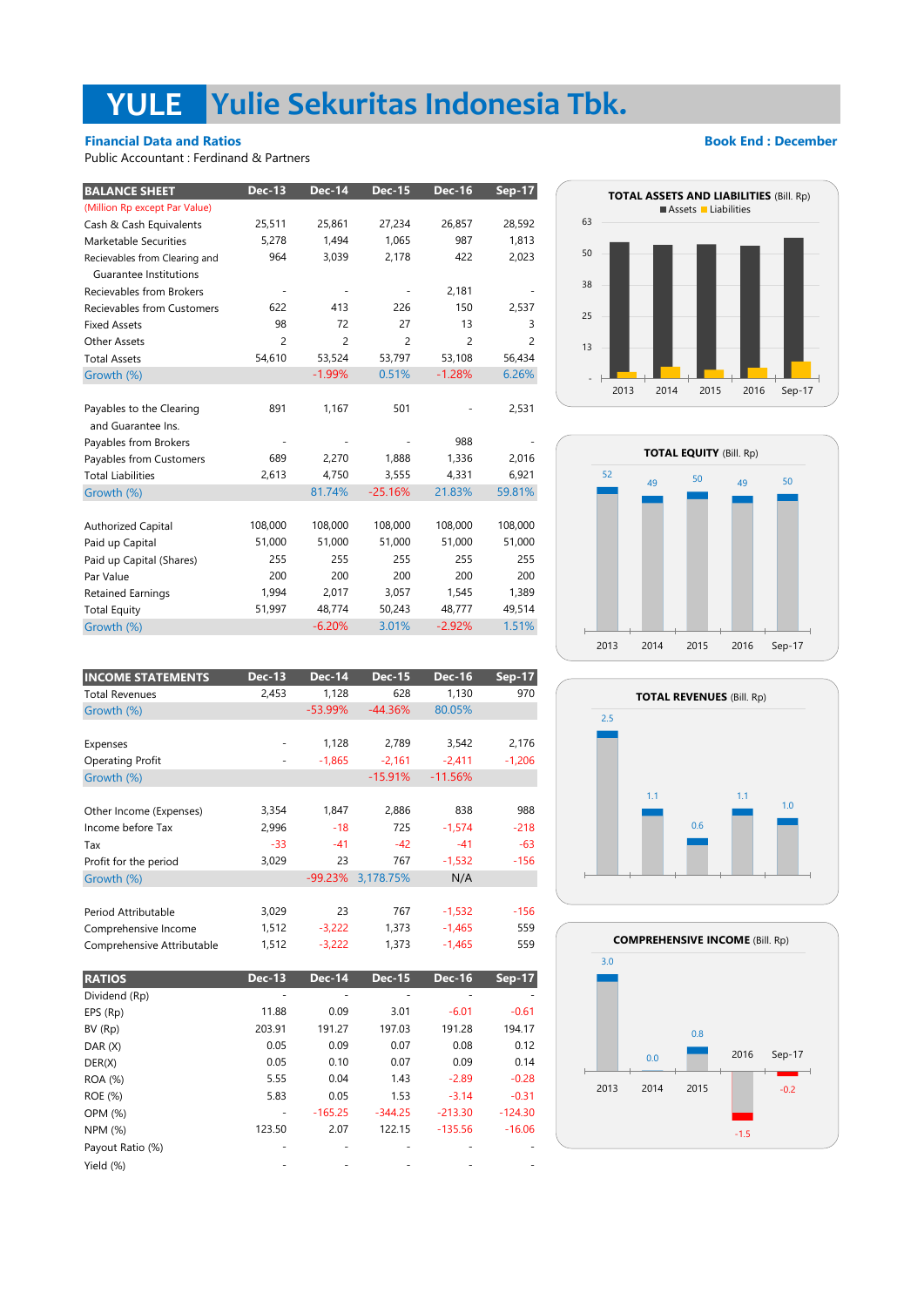# YULE Yulie Sekuritas Indonesia Tbk.

**Financial Data and Ratios**

Public Accountant : Ferdinand & Partners

**Book End : December**

| BALANCE SHEET | Dec-13 | Dec-14 | Dec-15 | Dec-16 | Sep-17 |
|---|---|---|---|---|---|
| (Million Rp except Par Value) | | | | | |
| Cash & Cash Equivalents | 25,511 | 25,861 | 27,234 | 26,857 | 28,592 |
| Marketable Securities | 5,278 | 1,494 | 1,065 | 987 | 1,813 |
| Recievables from Clearing and Guarantee Institutions | 964 | 3,039 | 2,178 | 422 | 2,023 |
| Recievables from Brokers | - | - | - | 2,181 | - |
| Recievables from Customers | 622 | 413 | 226 | 150 | 2,537 |
| Fixed Assets | 98 | 72 | 27 | 13 | 3 |
| Other Assets | 2 | 2 | 2 | 2 | 2 |
| Total Assets | 54,610 | 53,524 | 53,797 | 53,108 | 56,434 |
| Growth (%) | | -1.99% | 0.51% | -1.28% | 6.26% |
| | | | | | |
| Payables to the Clearing and Guarantee Ins. | 891 | 1,167 | 501 | - | 2,531 |
| Payables from Brokers | - | - | - | 988 | - |
| Payables from Customers | 689 | 2,270 | 1,888 | 1,336 | 2,016 |
| Total Liabilities | 2,613 | 4,750 | 3,555 | 4,331 | 6,921 |
| Growth (%) | | 81.74% | -25.16% | 21.83% | 59.81% |
| | | | | | |
| Authorized Capital | 108,000 | 108,000 | 108,000 | 108,000 | 108,000 |
| Paid up Capital | 51,000 | 51,000 | 51,000 | 51,000 | 51,000 |
| Paid up Capital (Shares) | 255 | 255 | 255 | 255 | 255 |
| Par Value | 200 | 200 | 200 | 200 | 200 |
| Retained Earnings | 1,994 | 2,017 | 3,057 | 1,545 | 1,389 |
| Total Equity | 51,997 | 48,774 | 50,243 | 48,777 | 49,514 |
| Growth (%) | | -6.20% | 3.01% | -2.92% | 1.51% |

| INCOME STATEMENTS | Dec-13 | Dec-14 | Dec-15 | Dec-16 | Sep-17 |
|---|---|---|---|---|---|
| Total Revenues | 2,453 | 1,128 | 628 | 1,130 | 970 |
| Growth (%) | | -53.99% | -44.36% | 80.05% | |
| | | | | | |
| Expenses | - | 1,128 | 2,789 | 3,542 | 2,176 |
| Operating Profit | - | -1,865 | -2,161 | -2,411 | -1,206 |
| Growth (%) | | | -15.91% | -11.56% | |
| | | | | | |
| Other Income (Expenses) | 3,354 | 1,847 | 2,886 | 838 | 988 |
| Income before Tax | 2,996 | -18 | 725 | -1,574 | -218 |
| Tax | -33 | -41 | -42 | -41 | -63 |
| Profit for the period | 3,029 | 23 | 767 | -1,532 | -156 |
| Growth (%) | | -99.23% | 3,178.75% | N/A | |
| | | | | | |
| Period Attributable | 3,029 | 23 | 767 | -1,532 | -156 |
| Comprehensive Income | 1,512 | -3,222 | 1,373 | -1,465 | 559 |
| Comprehensive Attributable | 1,512 | -3,222 | 1,373 | -1,465 | 559 |

| RATIOS | Dec-13 | Dec-14 | Dec-15 | Dec-16 | Sep-17 |
|---|---|---|---|---|---|
| Dividend (Rp) | - | - | - | - | - |
| EPS (Rp) | 11.88 | 0.09 | 3.01 | -6.01 | -0.61 |
| BV (Rp) | 203.91 | 191.27 | 197.03 | 191.28 | 194.17 |
| DAR (X) | 0.05 | 0.09 | 0.07 | 0.08 | 0.12 |
| DER(X) | 0.05 | 0.10 | 0.07 | 0.09 | 0.14 |
| ROA (%) | 5.55 | 0.04 | 1.43 | -2.89 | -0.28 |
| ROE (%) | 5.83 | 0.05 | 1.53 | -3.14 | -0.31 |
| OPM (%) | - | -165.25 | -344.25 | -213.30 | -124.30 |
| NPM (%) | 123.50 | 2.07 | 122.15 | -135.56 | -16.06 |
| Payout Ratio (%) | - | - | - | - | - |
| Yield (%) | - | - | - | - | - |

**TOTAL ASSETS AND LIABILITIES** (Bill. Rp)

Assets, Liabilities

63, 50, 38, 25, 13, -

2013, 2014, 2015, 2016, Sep-17

**TOTAL EQUITY** (Bill. Rp)

52, 49, 50, 49, 50

2013, 2014, 2015, 2016, Sep-17

**TOTAL REVENUES** (Bill. Rp)

2.5, 1.1, 0.6, 1.1, 1.0

**COMPREHENSIVE INCOME** (Bill. Rp)

3.0, 0.0, 0.8, -1.5, -0.2

2013, 2014, 2015, 2016, Sep-17